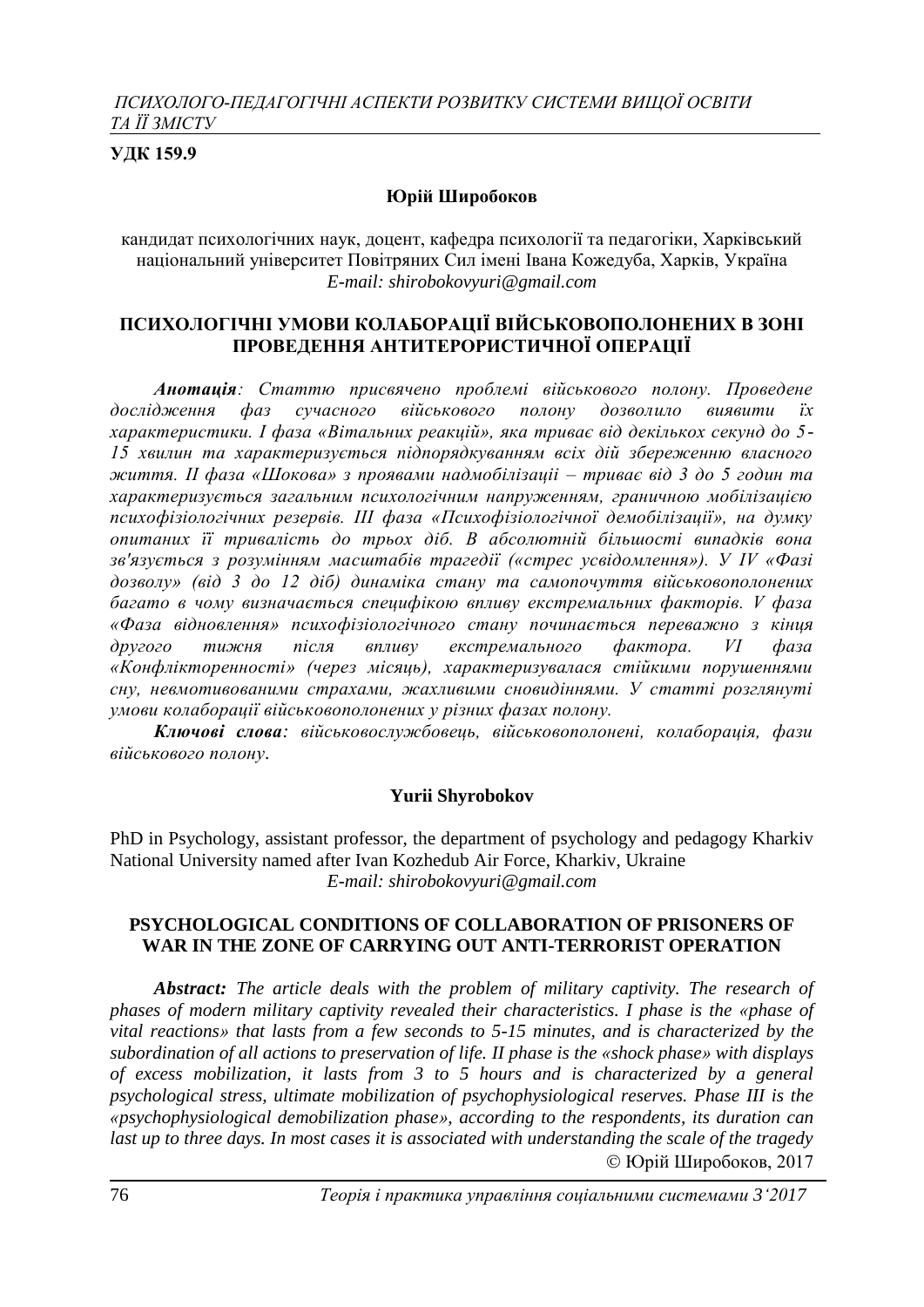**УДК 159.9**

**Юрій Широбоков**

кандидат психологічних наук, доцент, кафедра психології та педагогіки, Харківський національний університет Повітряних Сил імені Івана Кожедуба, Харків, Україна
*E-mail: shirobokovyuri@gmail.com*

## ПСИХОЛОГІЧНІ УМОВИ КОЛАБОРАЦІЇ ВІЙСЬКОВОПОЛОНЕНИХ В ЗОНІ ПРОВЕДЕННЯ АНТИТЕРОРИСТИЧНОЇ ОПЕРАЦІЇ

***Анотація**: Статтю присвячено проблемі військового полону. Проведене дослідження фаз сучасного військового полону дозволило виявити їх характеристики. І фаза «Вітальних реакцій», яка триває від декількох секунд до 5-15 хвилин та характеризується підпорядкуванням всіх дій збереженню власного життя. ІІ фаза «Шокова» з проявами надмобілізаціі – триває від 3 до 5 годин та характеризується загальним психологічним напруженням, граничною мобілізацією психофізіологічних резервів. ІІІ фаза «Психофізіологічної демобілізації», на думку опитаних її тривалість до трьох діб. В абсолютній більшості випадків вона зв'язується з розумінням масштабів трагедії («стрес усвідомлення»). У IV «Фазі дозволу» (від 3 до 12 діб) динаміка стану та самопочуття військовополонених багато в чому визначається специфікою впливу екстремальних факторів. V фаза «Фаза відновлення» психофізіологічного стану починається переважно з кінця другого тижня після впливу екстремального фактора. VI фаза «Конфлікторенності» (через місяць), характеризувалася стійкими порушеннями сну, невмотивованими страхами, жахливими сновидіннями. У статті розглянуті умови колаборації військовополонених у різних фазах полону.*

***Ключові слова**: військовослужбовець, військовополонені, колаборація, фази військового полону.*

**Yurii Shyrobokov**

PhD in Psychology, assistant professor, the department of psychology and pedagogy Kharkiv National University named after Ivan Kozhedub Air Force, Kharkiv, Ukraine
*E-mail: shirobokovyuri@gmail.com*

## PSYCHOLOGICAL CONDITIONS OF COLLABORATION OF PRISONERS OF WAR IN THE ZONE OF CARRYING OUT ANTI-TERRORIST OPERATION

***Abstract:** The article deals with the problem of military captivity. The research of phases of modern military captivity revealed their characteristics. I phase is the «phase of vital reactions» that lasts from a few seconds to 5-15 minutes, and is characterized by the subordination of all actions to preservation of life. II phase is the «shock phase» with displays of excess mobilization, it lasts from 3 to 5 hours and is characterized by a general psychological stress, ultimate mobilization of psychophysiological reserves. Phase III is the «psychophysiological demobilization phase», according to the respondents, its duration can last up to three days. In most cases it is associated with understanding the scale of the tragedy*

© Юрій Широбоков, 2017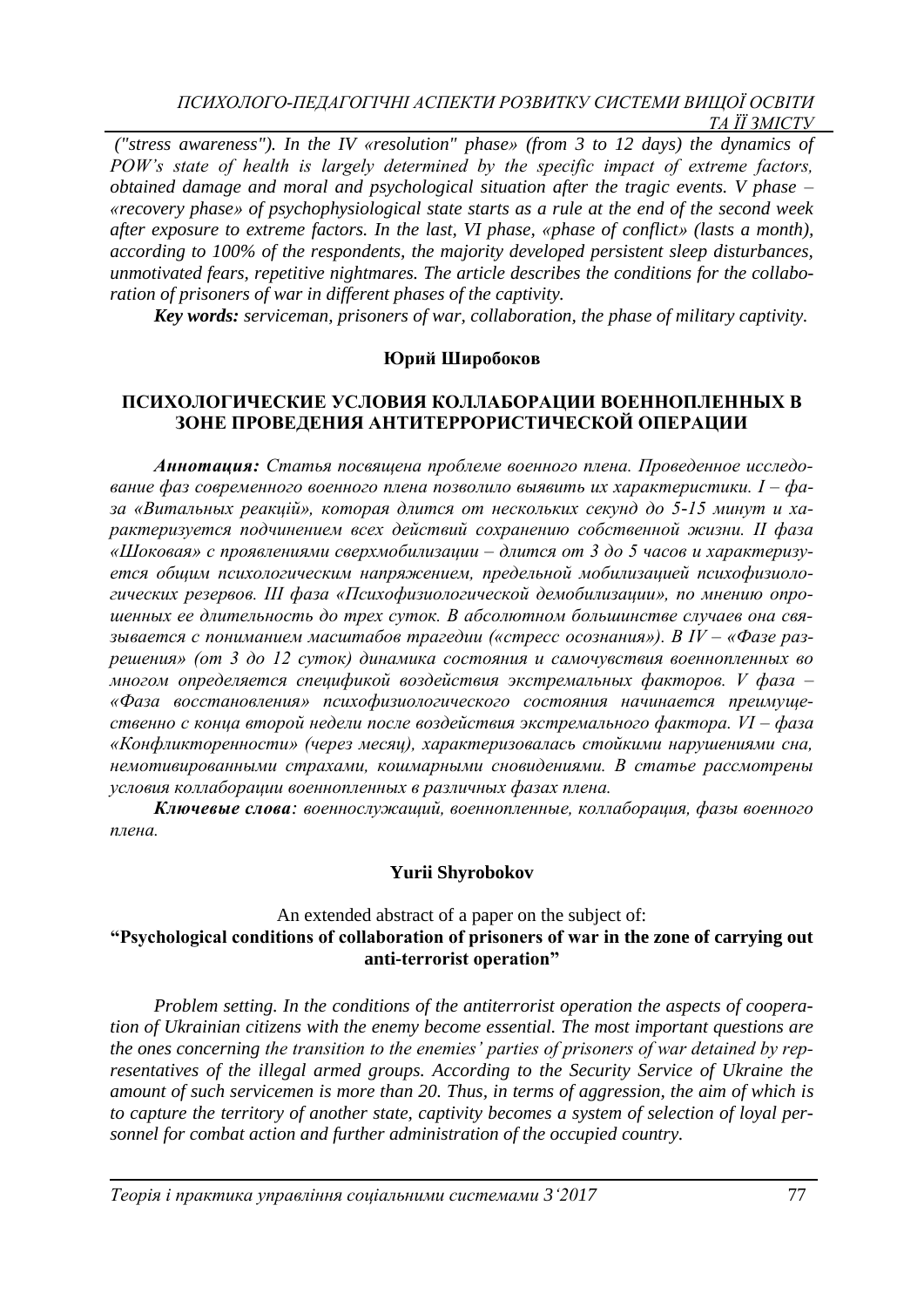*("stress awareness"). In the IV «resolution" phase» (from 3 to 12 days) the dynamics of POW's state of health is largely determined by the specific impact of extreme factors, obtained damage and moral and psychological situation after the tragic events. V phase – «recovery phase» of psychophysiological state starts as a rule at the end of the second week after exposure to extreme factors. In the last, VI phase, «phase of conflict» (lasts a month), according to 100% of the respondents, the majority developed persistent sleep disturbances, unmotivated fears, repetitive nightmares. The article describes the conditions for the collaboration of prisoners of war in different phases of the captivity.*

***Key words:*** *serviceman, prisoners of war, collaboration, the phase of military captivity.*

**Юрий Широбоков**

## ПСИХОЛОГИЧЕСКИЕ УСЛОВИЯ КОЛЛАБОРАЦИИ ВОЕННОПЛЕННЫХ В ЗОНЕ ПРОВЕДЕНИЯ АНТИТЕРРОРИСТИЧЕСКОЙ ОПЕРАЦИИ

***Аннотация:*** *Статья посвящена проблеме военного плена. Проведенное исследование фаз современного военного плена позволило выявить их характеристики. I – фаза «Витальных реакцій», которая длится от нескольких секунд до 5-15 минут и характеризуется подчинением всех действий сохранению собственной жизни. II фаза «Шоковая» с проявлениями сверхмобилизации – длится от 3 до 5 часов и характеризуется общим психологическим напряжением, предельной мобилизацией психофизиологических резервов. III фаза «Психофизиологической демобилизации», по мнению опрошенных ее длительность до трех суток. В абсолютном большинстве случаев она связывается с пониманием масштабов трагедии («стресс осознания»). В IV – «Фазе разрешения» (от 3 до 12 суток) динамика состояния и самочувствия военнопленных во многом определяется спецификой воздействия экстремальных факторов. V фаза – «Фаза восстановления» психофизиологического состояния начинается преимущественно с конца второй недели после воздействия экстремального фактора. VI – фаза «Конфликторенности» (через месяц), характеризовалась стойкими нарушениями сна, немотивированными страхами, кошмарными сновидениями. В статье рассмотрены условия коллаборации военнопленных в различных фазах плена.*

***Ключевые слова****: военнослужащий, военнопленные, коллаборация, фазы военного плена.*

**Yurii Shyrobokov**

An extended abstract of a paper on the subject of:
**"Psychological conditions of collaboration of prisoners of war in the zone of carrying out anti-terrorist operation"**

*Problem setting. In the conditions of the antiterrorist operation the aspects of cooperation of Ukrainian citizens with the enemy become essential. The most important questions are the ones concerning the transition to the enemies' parties of prisoners of war detained by representatives of the illegal armed groups. According to the Security Service of Ukraine the amount of such servicemen is more than 20. Thus, in terms of aggression, the aim of which is to capture the territory of another state, captivity becomes a system of selection of loyal personnel for combat action and further administration of the occupied country.*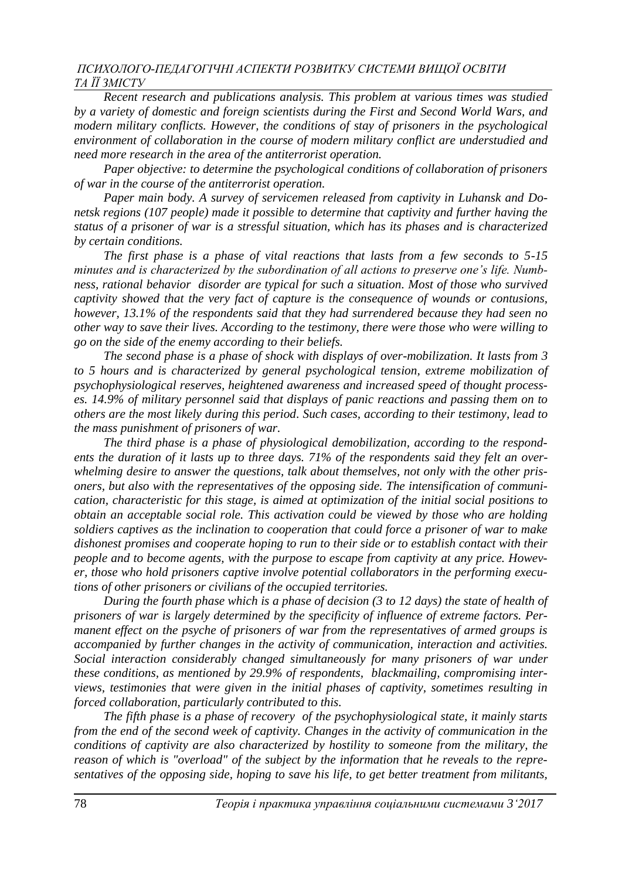*Recent research and publications analysis. This problem at various times was studied by a variety of domestic and foreign scientists during the First and Second World Wars, and modern military conflicts. However, the conditions of stay of prisoners in the psychological environment of collaboration in the course of modern military conflict are understudied and need more research in the area of the antiterrorist operation.*

*Paper objective: to determine the psychological conditions of collaboration of prisoners of war in the course of the antiterrorist operation.*

*Paper main body. A survey of servicemen released from captivity in Luhansk and Donetsk regions (107 people) made it possible to determine that captivity and further having the status of a prisoner of war is a stressful situation, which has its phases and is characterized by certain conditions.*

*The first phase is a phase of vital reactions that lasts from a few seconds to 5-15 minutes and is characterized by the subordination of all actions to preserve one's life. Numbness, rational behavior disorder are typical for such a situation. Most of those who survived captivity showed that the very fact of capture is the consequence of wounds or contusions, however, 13.1% of the respondents said that they had surrendered because they had seen no other way to save their lives. According to the testimony, there were those who were willing to go on the side of the enemy according to their beliefs.*

*The second phase is a phase of shock with displays of over-mobilization. It lasts from 3 to 5 hours and is characterized by general psychological tension, extreme mobilization of psychophysiological reserves, heightened awareness and increased speed of thought processes. 14.9% of military personnel said that displays of panic reactions and passing them on to others are the most likely during this period. Such cases, according to their testimony, lead to the mass punishment of prisoners of war.*

*The third phase is a phase of physiological demobilization, according to the respondents the duration of it lasts up to three days. 71% of the respondents said they felt an overwhelming desire to answer the questions, talk about themselves, not only with the other prisoners, but also with the representatives of the opposing side. The intensification of communication, characteristic for this stage, is aimed at optimization of the initial social positions to obtain an acceptable social role. This activation could be viewed by those who are holding soldiers captives as the inclination to cooperation that could force a prisoner of war to make dishonest promises and cooperate hoping to run to their side or to establish contact with their people and to become agents, with the purpose to escape from captivity at any price. However, those who hold prisoners captive involve potential collaborators in the performing executions of other prisoners or civilians of the occupied territories.*

*During the fourth phase which is a phase of decision (3 to 12 days) the state of health of prisoners of war is largely determined by the specificity of influence of extreme factors. Permanent effect on the psyche of prisoners of war from the representatives of armed groups is accompanied by further changes in the activity of communication, interaction and activities. Social interaction considerably changed simultaneously for many prisoners of war under these conditions, as mentioned by 29.9% of respondents, blackmailing, compromising interviews, testimonies that were given in the initial phases of captivity, sometimes resulting in forced collaboration, particularly contributed to this.*

*The fifth phase is a phase of recovery of the psychophysiological state, it mainly starts from the end of the second week of captivity. Changes in the activity of communication in the conditions of captivity are also characterized by hostility to someone from the military, the reason of which is "overload" of the subject by the information that he reveals to the representatives of the opposing side, hoping to save his life, to get better treatment from militants,*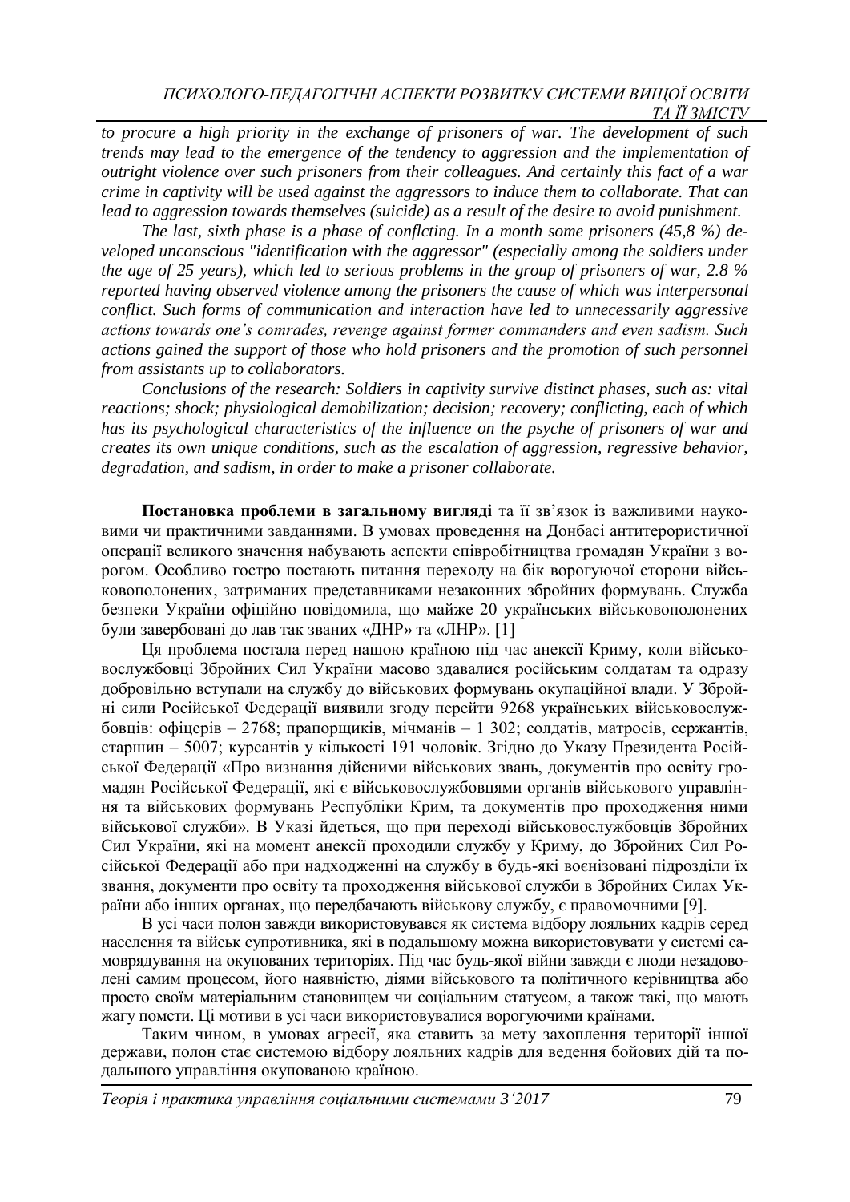*to procure a high priority in the exchange of prisoners of war. The development of such trends may lead to the emergence of the tendency to aggression and the implementation of outright violence over such prisoners from their colleagues. And certainly this fact of a war crime in captivity will be used against the aggressors to induce them to collaborate. That can lead to aggression towards themselves (suicide) as a result of the desire to avoid punishment.*

*The last, sixth phase is a phase of conflcting. In a month some prisoners (45,8 %) developed unconscious "identification with the aggressor" (especially among the soldiers under the age of 25 years), which led to serious problems in the group of prisoners of war, 2.8 % reported having observed violence among the prisoners the cause of which was interpersonal conflict. Such forms of communication and interaction have led to unnecessarily aggressive actions towards one's comrades, revenge against former commanders and even sadism. Such actions gained the support of those who hold prisoners and the promotion of such personnel from assistants up to collaborators.*

*Conclusions of the research: Soldiers in captivity survive distinct phases, such as: vital reactions; shock; physiological demobilization; decision; recovery; conflicting, each of which has its psychological characteristics of the influence on the psyche of prisoners of war and creates its own unique conditions, such as the escalation of aggression, regressive behavior, degradation, and sadism, in order to make a prisoner collaborate.*

**Постановка проблеми в загальному вигляді** та її зв'язок із важливими науковими чи практичними завданнями. В умовах проведення на Донбасі антитерористичної операції великого значення набувають аспекти співробітництва громадян України з ворогом. Особливо гостро постають питання переходу на бік ворогуючої сторони військовополонених, затриманих представниками незаконних збройних формувань. Служба безпеки України офіційно повідомила, що майже 20 українських військовополонених були завербовані до лав так званих «ДНР» та «ЛНР». [1]

Ця проблема постала перед нашою країною під час анексії Криму, коли військовослужбовці Збройних Сил України масово здавалися російським солдатам та одразу добровільно вступали на службу до військових формувань окупаційної влади. У Збройні сили Російської Федерації виявили згоду перейти 9268 українських військовослужбовців: офіцерів – 2768; прапорщиків, мічманів – 1 302; солдатів, матросів, сержантів, старшин – 5007; курсантів у кількості 191 чоловік. Згідно до Указу Президента Російської Федерації «Про визнання дійсними військових звань, документів про освіту громадян Російської Федерації, які є військовослужбовцями органів військового управління та військових формувань Республіки Крим, та документів про проходження ними військової служби». В Указі йдеться, що при переході військовослужбовців Збройних Сил України, які на момент анексії проходили службу у Криму, до Збройних Сил Російської Федерації або при надходженні на службу в будь-які воєнізовані підрозділи їх звання, документи про освіту та проходження військової служби в Збройних Силах України або інших органах, що передбачають військову службу, є правомочними [9].

В усі часи полон завжди використовувався як система відбору лояльних кадрів серед населення та військ супротивника, які в подальшому можна використовувати у системі самоврядування на окупованих територіях. Під час будь-якої війни завжди є люди незадоволені самим процесом, його наявністю, діями військового та політичного керівництва або просто своїм матеріальним становищем чи соціальним статусом, а також такі, що мають жагу помсти. Ці мотиви в усі часи використовувалися ворогуючими країнами.

Таким чином, в умовах агресії, яка ставить за мету захоплення території іншої держави, полон стає системою відбору лояльних кадрів для ведення бойових дій та подальшого управління окупованою країною.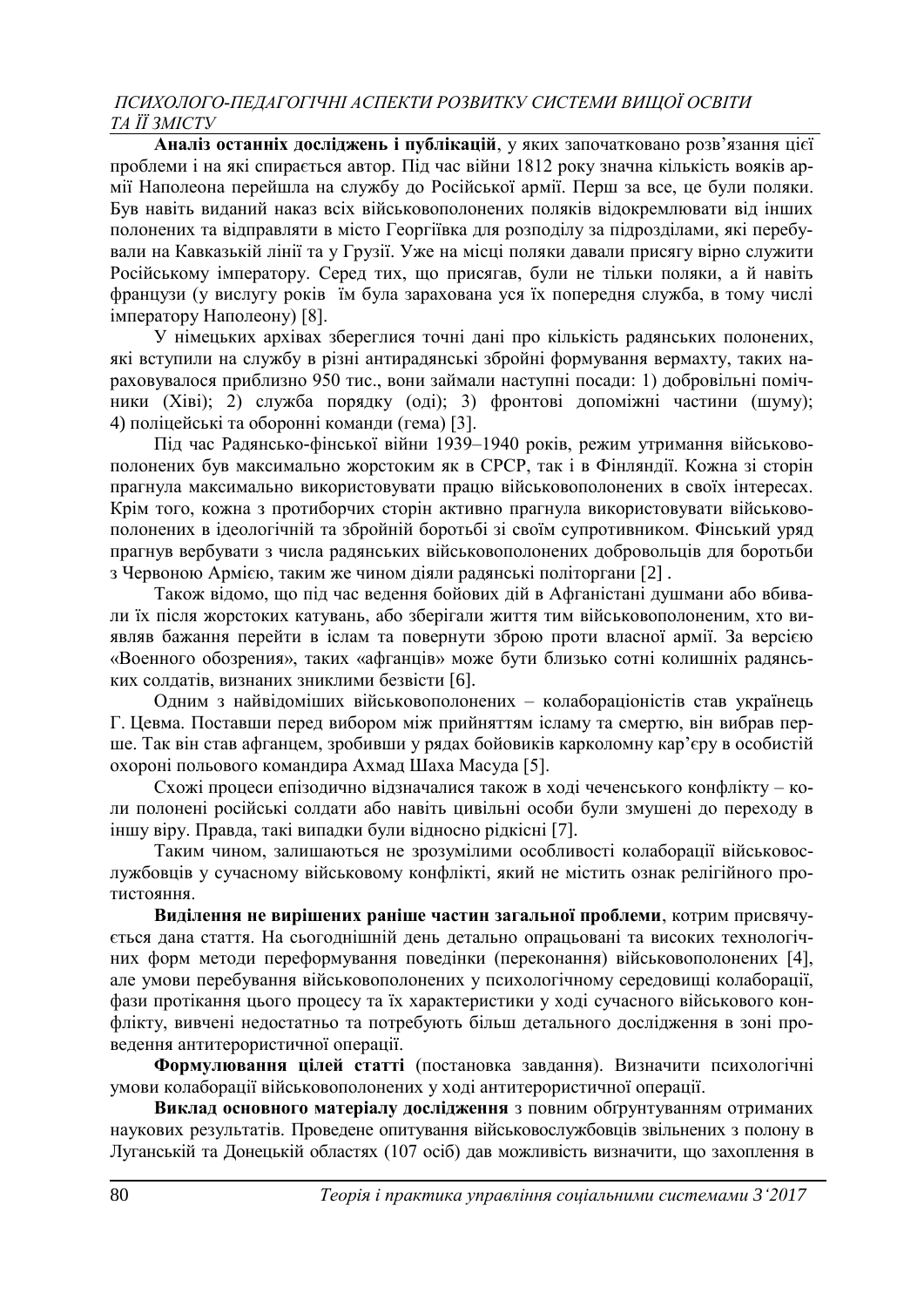**Аналіз останніх досліджень і публікацій**, у яких започатковано розв'язання цієї проблеми і на які спирається автор. Під час війни 1812 року значна кількість вояків армії Наполеона перейшла на службу до Російської армії. Перш за все, це були поляки. Був навіть виданий наказ всіх військовополонених поляків відокремлювати від інших полонених та відправляти в місто Георгіївка для розподілу за підрозділами, які перебували на Кавказькій лінії та у Грузії. Уже на місці поляки давали присягу вірно служити Російському імператору. Серед тих, що присягав, були не тільки поляки, а й навіть французи (у вислугу років їм була зарахована уся їх попередня служба, в тому числі імператору Наполеону) [8].

У німецьких архівах збереглися точні дані про кількість радянських полонених, які вступили на службу в різні антирадянські збройні формування вермахту, таких нараховувалося приблизно 950 тис., вони займали наступні посади: 1) добровільні помічники (Хіві); 2) служба порядку (оді); 3) фронтові допоміжні частини (шуму); 4) поліцейські та оборонні команди (гема) [3].

Під час Радянсько-фінської війни 1939–1940 років, режим утримання військовополонених був максимально жорстоким як в СРСР, так і в Фінляндії. Кожна зі сторін прагнула максимально використовувати працю військовополонених в своїх інтересах. Крім того, кожна з протиборчих сторін активно прагнула використовувати військовополонених в ідеологічній та збройній боротьбі зі своїм супротивником. Фінський уряд прагнув вербувати з числа радянських військовополонених добровольців для боротьби з Червоною Армією, таким же чином діяли радянські політоргани [2] .

Також відомо, що під час ведення бойових дій в Афганістані душмани або вбивали їх після жорстоких катувань, або зберігали життя тим військовополоненим, хто виявляв бажання перейти в іслам та повернути зброю проти власної армії. За версією «Военного обозрения», таких «афганців» може бути близько сотні колишніх радянських солдатів, визнаних зниклими безвісти [6].

Одним з найвідоміших військовополонених – колабораціоністів став українець Г. Цевма. Поставши перед вибором між прийняттям ісламу та смертю, він вибрав перше. Так він став афганцем, зробивши у рядах бойовиків карколомну кар'єру в особистій охороні польового командира Ахмад Шаха Масуда [5].

Схожі процеси епізодично відзначалися також в ході чеченського конфлікту – коли полонені російські солдати або навіть цивільні особи були змушені до переходу в іншу віру. Правда, такі випадки були відносно рідкісні [7].

Таким чином, залишаються не зрозумілими особливості колаборації військовослужбовців у сучасному військовому конфлікті, який не містить ознак релігійного протистояння.

**Виділення не вирішених раніше частин загальної проблеми**, котрим присвячується дана стаття. На сьогоднішній день детально опрацьовані та високих технологічних форм методи переформування поведінки (переконання) військовополонених [4], але умови перебування військовополонених у психологічному середовищі колаборації, фази протікання цього процесу та їх характеристики у ході сучасного військового конфлікту, вивчені недостатньо та потребують більш детального дослідження в зоні проведення антитерористичної операції.

**Формулювання цілей статті** (постановка завдання). Визначити психологічні умови колаборації військовополонених у ході антитерористичної операції.

**Виклад основного матеріалу дослідження** з повним обгрунтуванням отриманих наукових результатів. Проведене опитування військовослужбовців звільнених з полону в Луганській та Донецькій областях (107 осіб) дав можливість визначити, що захоплення в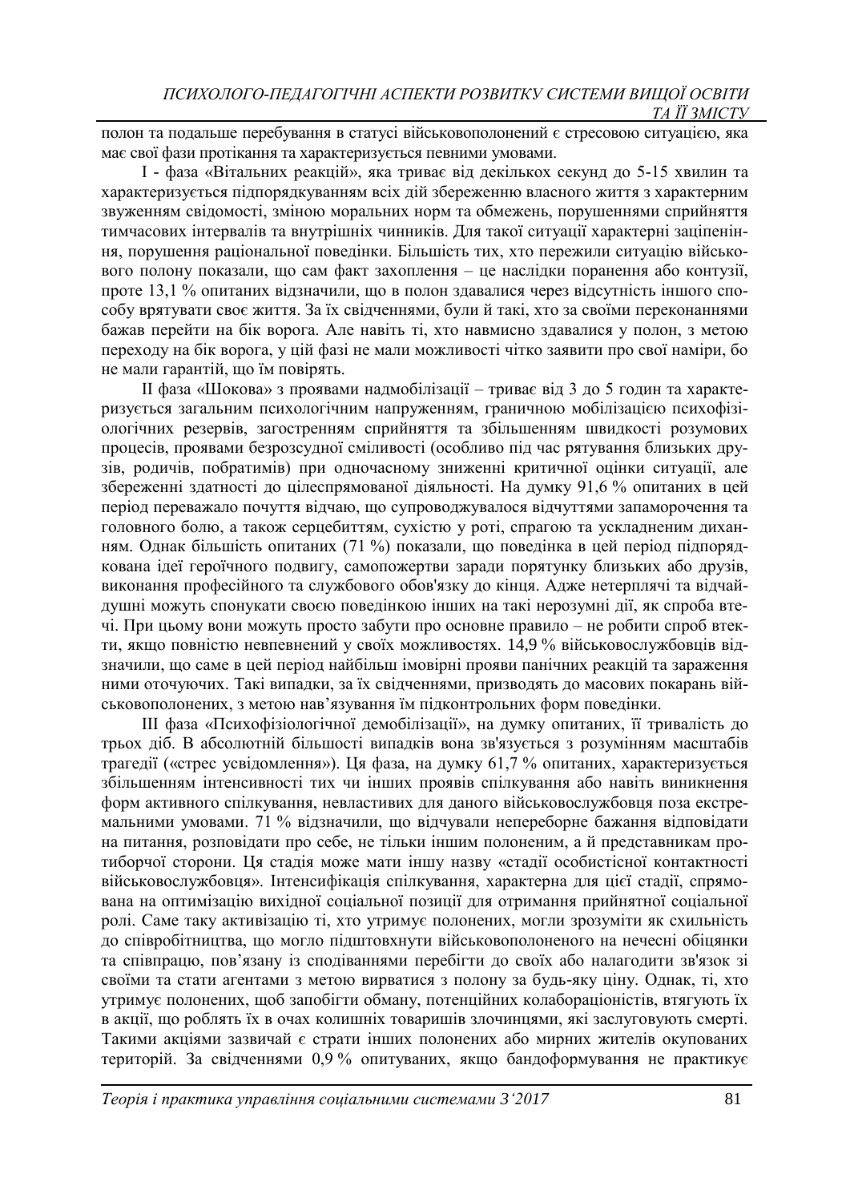полон та подальше перебування в статусі військовополонений є стресовою ситуацією, яка має свої фази протікання та характеризується певними умовами.

I - фаза «Вітальних реакцій», яка триває від декількох секунд до 5-15 хвилин та характеризується підпорядкуванням всіх дій збереженню власного життя з характерним звуженням свідомості, зміною моральних норм та обмежень, порушеннями сприйняття тимчасових інтервалів та внутрішніх чинників. Для такої ситуації характерні заціпеніння, порушення раціональної поведінки. Більшість тих, хто пережили ситуацію військового полону показали, що сам факт захоплення – це наслідки поранення або контузії, проте 13,1 % опитаних відзначили, що в полон здавалися через відсутність іншого способу врятувати своє життя. За їх свідченнями, були й такі, хто за своїми переконаннями бажав перейти на бік ворога. Але навіть ті, хто навмисно здавалися у полон, з метою переходу на бік ворога, у цій фазі не мали можливості чітко заявити про свої наміри, бо не мали гарантій, що їм повірять.

II фаза «Шокова» з проявами надмобілізації – триває від 3 до 5 годин та характеризується загальним психологічним напруженням, граничною мобілізацією психофізіологічних резервів, загостренням сприйняття та збільшенням швидкості розумових процесів, проявами безрозсудної сміливості (особливо під час рятування близьких друзів, родичів, побратимів) при одночасному зниженні критичної оцінки ситуації, але збереженні здатності до цілеспрямованої діяльності. На думку 91,6 % опитаних в цей період переважало почуття відчаю, що супроводжувалося відчуттями запаморочення та головного болю, а також серцебиттям, сухістю у роті, спрагою та ускладненим диханням. Однак більшість опитаних (71 %) показали, що поведінка в цей період підпорядкована ідеї героїчного подвигу, самопожертви заради порятунку близьких або друзів, виконання професійного та службового обов'язку до кінця. Адже нетерплячі та відчайдушні можуть спонукати своєю поведінкою інших на такі нерозумні дії, як спроба втечі. При цьому вони можуть просто забути про основне правило – не робити спроб втекти, якщо повністю невпевнений у своїх можливостях. 14,9 % військовослужбовців відзначили, що саме в цей період найбільш імовірні прояви панічних реакцій та зараження ними оточуючих. Такі випадки, за їх свідченнями, призводять до масових покарань військовополонених, з метою нав'язування їм підконтрольних форм поведінки.

III фаза «Психофізіологічної демобілізації», на думку опитаних, її тривалість до трьох діб. В абсолютній більшості випадків вона зв'язується з розумінням масштабів трагедії («стрес усвідомлення»). Ця фаза, на думку 61,7 % опитаних, характеризується збільшенням інтенсивності тих чи інших проявів спілкування або навіть виникнення форм активного спілкування, невластивих для даного військовослужбовця поза екстремальними умовами. 71 % відзначили, що відчували непереборне бажання відповідати на питання, розповідати про себе, не тільки іншим полоненим, а й представникам протиборчої сторони. Ця стадія може мати іншу назву «стадії особистісної контактності військовослужбовця». Інтенсифікація спілкування, характерна для цієї стадії, спрямована на оптимізацію вихідної соціальної позиції для отримання прийнятної соціальної ролі. Саме таку активізацію ті, хто утримує полонених, могли зрозуміти як схильність до співробітництва, що могло підштовхнути військовополоненого на нечесні обіцянки та співпрацю, пов'язану із сподіваннями перебігти до своїх або налагодити зв'язок зі своїми та стати агентами з метою вирватися з полону за будь-яку ціну. Однак, ті, хто утримує полонених, щоб запобігти обману, потенційних колабораціоністів, втягують їх в акції, що роблять їх в очах колишніх товаришів злочинцями, які заслуговують смерті. Такими акціями зазвичай є страти інших полонених або мирних жителів окупованих територій. За свідченнями 0,9 % опитуваних, якщо бандоформування не практикує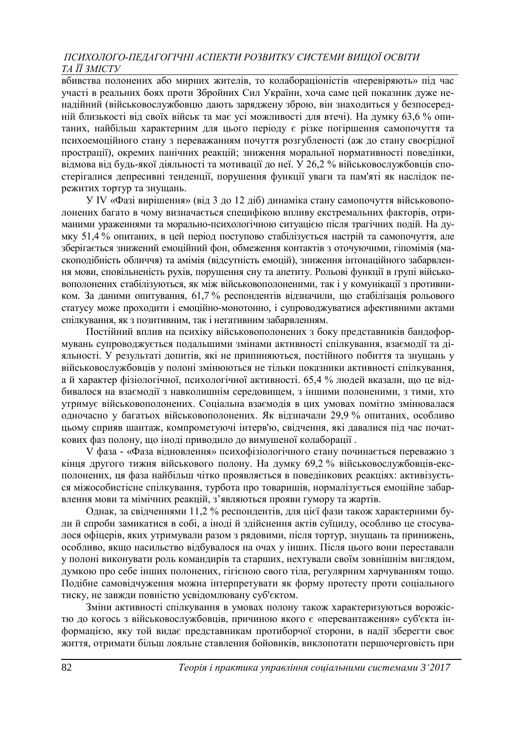вбивства полонених або мирних жителів, то колабораціоністів «перевіряють» під час участі в реальних боях проти Збройних Сил України, хоча саме цей показник дуже ненадійний (військовослужбовцю дають заряджену зброю, він знаходиться у безпосередній близькості від своїх військ та має усі можливості для втечі). На думку 63,6 % опитаних, найбільш характерним для цього періоду є різке погіршення самопочуття та психоемоційного стану з переважанням почуття розгубленості (аж до стану своєрідної прострації), окремих панічних реакцій; зниження моральної нормативності поведінки, відмова від будь-якої діяльності та мотивації до неї. У 26,2 % військовослужбовців спостерігалися депресивні тенденції, порушення функції уваги та пам'яті як наслідок пережитих тортур та знущань.

У IV «Фазі вирішення» (від 3 до 12 діб) динаміка стану самопочуття військовополонених багато в чому визначається специфікою впливу екстремальних факторів, отриманими ураженнями та морально-психологічною ситуацією після трагічних подій. На думку 51,4 % опитаних, в цей період поступово стабілізується настрій та самопочуття, але зберігається знижений емоційний фон, обмеження контактів з оточуючими, гіпомімія (маскоподібність обличчя) та амімія (відсутність емоцій), зниження інтонаційного забарвлення мови, сповільненість рухів, порушення сну та апетиту. Рольові функції в групі військовополонених стабілізуються, як між військовополоненими, так і у комунікації з противником. За даними опитування, 61,7 % респондентів відзначили, що стабілізація рольового статусу може проходити і емоційно-монотонно, і супроводжуватися афективними актами спілкування, як з позитивним, так і негативним забарвленням.

Постійний вплив на психіку військовополонених з боку представників бандоформувань супроводжується подальшими змінами активності спілкування, взаємодії та діяльності. У результаті допитів, які не припиняються, постійного побиття та знущань у військовослужбовців у полоні змінюються не тільки показники активності спілкування, а й характер фізіологічної, психологічної активності. 65,4 % людей вказали, що це відбивалося на взаємодії з навколишнім середовищем, з іншими полоненими, з тими, хто утримує військовополонених. Соціальна взаємодія в цих умовах помітно змінювалася одночасно у багатьох військовополонених. Як відзначали 29,9 % опитаних, особливо цьому сприяв шантаж, компрометуючі інтерв'ю, свідчення, які давалися під час початкових фаз полону, що іноді приводило до вимушеної колаборації .

V фаза - «Фаза відновлення» психофізіологічного стану починається переважно з кінця другого тижня військового полону. На думку 69,2 % військовослужбовців-експолонених, ця фаза найбільш чітко проявляється в поведінкових реакціях: активізується міжособистісне спілкування, турбота про товаришів, нормалізується емоційне забарвлення мови та мімічних реакцій, з'являються прояви гумору та жартів.

Однак, за свідченнями 11,2 % респондентів, для цієї фази також характерними були й спроби замикатися в собі, а іноді й здійснення актів суїциду, особливо це стосувалося офіцерів, яких утримували разом з рядовими, після тортур, знущань та принижень, особливо, якщо насильство відбувалося на очах у інших. Після цього вони переставали у полоні виконувати роль командирів та старших, нехтували своїм зовнішнім виглядом, думкою про себе інших полонених, гігієною свого тіла, регулярним харчуванням тощо. Подібне самовідчуження можна інтерпретувати як форму протесту проти соціального тиску, не завжди повністю усвідомлювану суб'єктом.

Зміни активності спілкування в умовах полону також характеризуються ворожістю до когось з військовослужбовців, причиною якого є «перевантаження» суб'єкта інформацією, яку той видає представникам протиборчої сторони, в надії зберегти своє життя, отримати більш лояльне ставлення бойовиків, виклопотати першочерговість при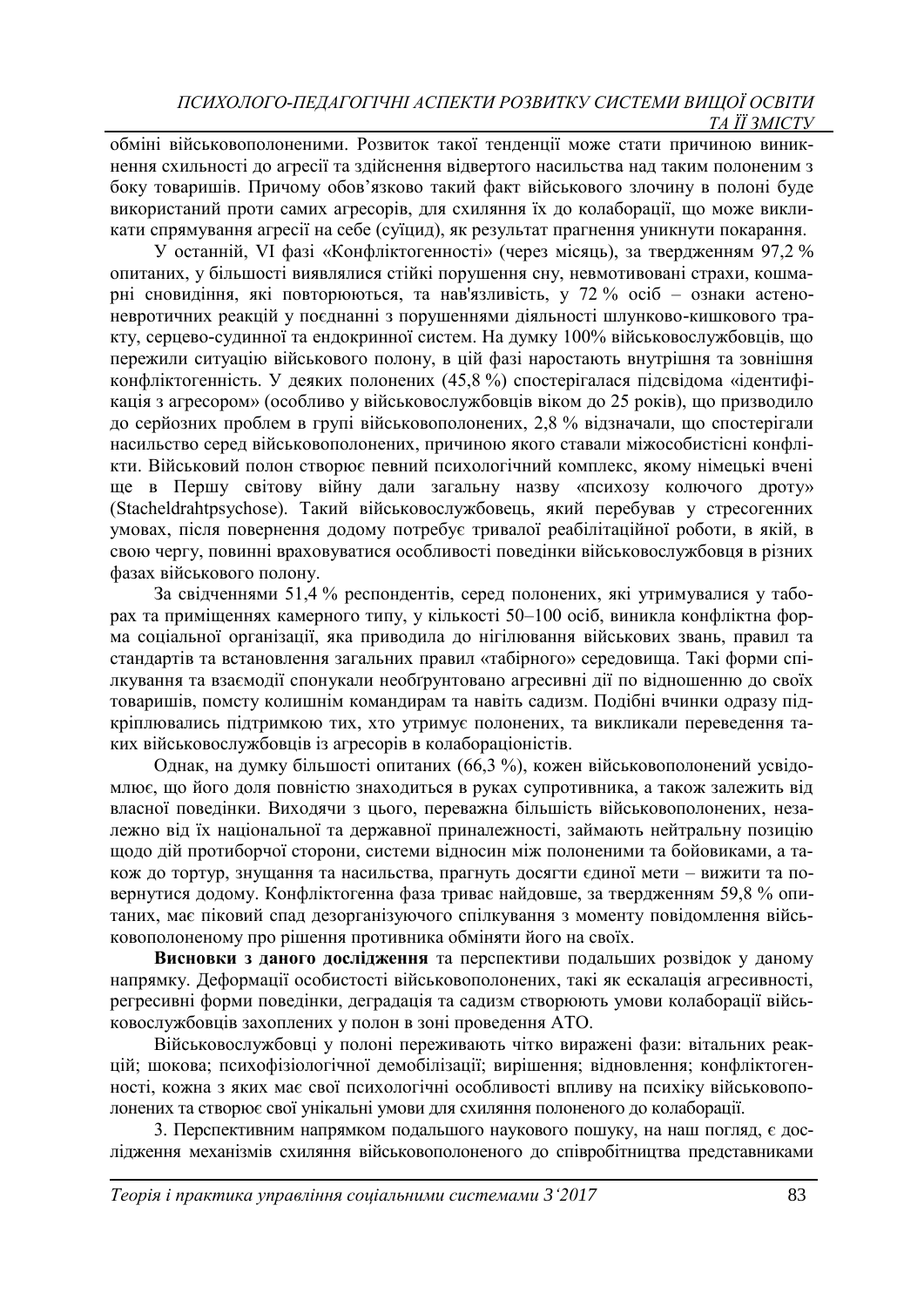обміні військовополоненими. Розвиток такої тенденції може стати причиною виникнення схильності до агресії та здійснення відвертого насильства над таким полоненим з боку товаришів. Причому обов'язково такий факт військового злочину в полоні буде використаний проти самих агресорів, для схиляння їх до колаборації, що може викликати спрямування агресії на себе (суїцид), як результат прагнення уникнути покарання.

У останній, VI фазі «Конфліктогенності» (через місяць), за твердженням 97,2 % опитаних, у більшості виявлялися стійкі порушення сну, невмотивовані страхи, кошмарні сновидіння, які повторюються, та нав'язливість, у 72 % осіб – ознаки астеноневротичних реакцій у поєднанні з порушеннями діяльності шлунково-кишкового тракту, серцево-судинної та ендокринної систем. На думку 100% військовослужбовців, що пережили ситуацію військового полону, в цій фазі наростають внутрішня та зовнішня конфліктогенність. У деяких полонених (45,8 %) спостерігалася підсвідома «ідентифікація з агресором» (особливо у військовослужбовців віком до 25 років), що призводило до серйозних проблем в групі військовополонених, 2,8 % відзначали, що спостерігали насильство серед військовополонених, причиною якого ставали міжособистісні конфлікти. Військовий полон створює певний психологічний комплекс, якому німецькі вчені ще в Першу світову війну дали загальну назву «психозу колючого дроту» (Stacheldrahtpsychose). Такий військовослужбовець, який перебував у стресогенних умовах, після повернення додому потребує тривалої реабілітаційної роботи, в якій, в свою чергу, повинні враховуватися особливості поведінки військовослужбовця в різних фазах військового полону.

За свідченнями 51,4 % респондентів, серед полонених, які утримувалися у таборах та приміщеннях камерного типу, у кількості 50–100 осіб, виникла конфліктна форма соціальної організації, яка приводила до нігілювання військових звань, правил та стандартів та встановлення загальних правил «табірного» середовища. Такі форми спілкування та взаємодії спонукали необгрунтовано агресивні дії по відношенню до своїх товаришів, помсту колишнім командирам та навіть садизм. Подібні вчинки одразу підкріплювались підтримкою тих, хто утримує полонених, та викликали переведення таких військовослужбовців із агресорів в колабораціоністів.

Однак, на думку більшості опитаних (66,3 %), кожен військовополонений усвідомлює, що його доля повністю знаходиться в руках супротивника, а також залежить від власної поведінки. Виходячи з цього, переважна більшість військовополонених, незалежно від їх національної та державної приналежності, займають нейтральну позицію щодо дій протиборчої сторони, системи відносин між полоненими та бойовиками, а також до тортур, знущання та насильства, прагнуть досягти єдиної мети – вижити та повернутися додому. Конфліктогенна фаза триває найдовше, за твердженням 59,8 % опитаних, має піковий спад дезорганізуючого спілкування з моменту повідомлення військовополоненому про рішення противника обміняти його на своїх.

**Висновки з даного дослідження** та перспективи подальших розвідок у даному напрямку. Деформації особистості військовополонених, такі як ескалація агресивності, регресивні форми поведінки, деградація та садизм створюють умови колаборації військовослужбовців захоплених у полон в зоні проведення АТО.

Військовослужбовці у полоні переживають чітко виражені фази: вітальних реакцій; шокова; психофізіологічної демобілізації; вирішення; відновлення; конфліктогенності, кожна з яких має свої психологічні особливості впливу на психіку військовополонених та створює свої унікальні умови для схиляння полоненого до колаборації.

3. Перспективним напрямком подальшого наукового пошуку, на наш погляд, є дослідження механізмів схиляння військовополоненого до співробітництва представниками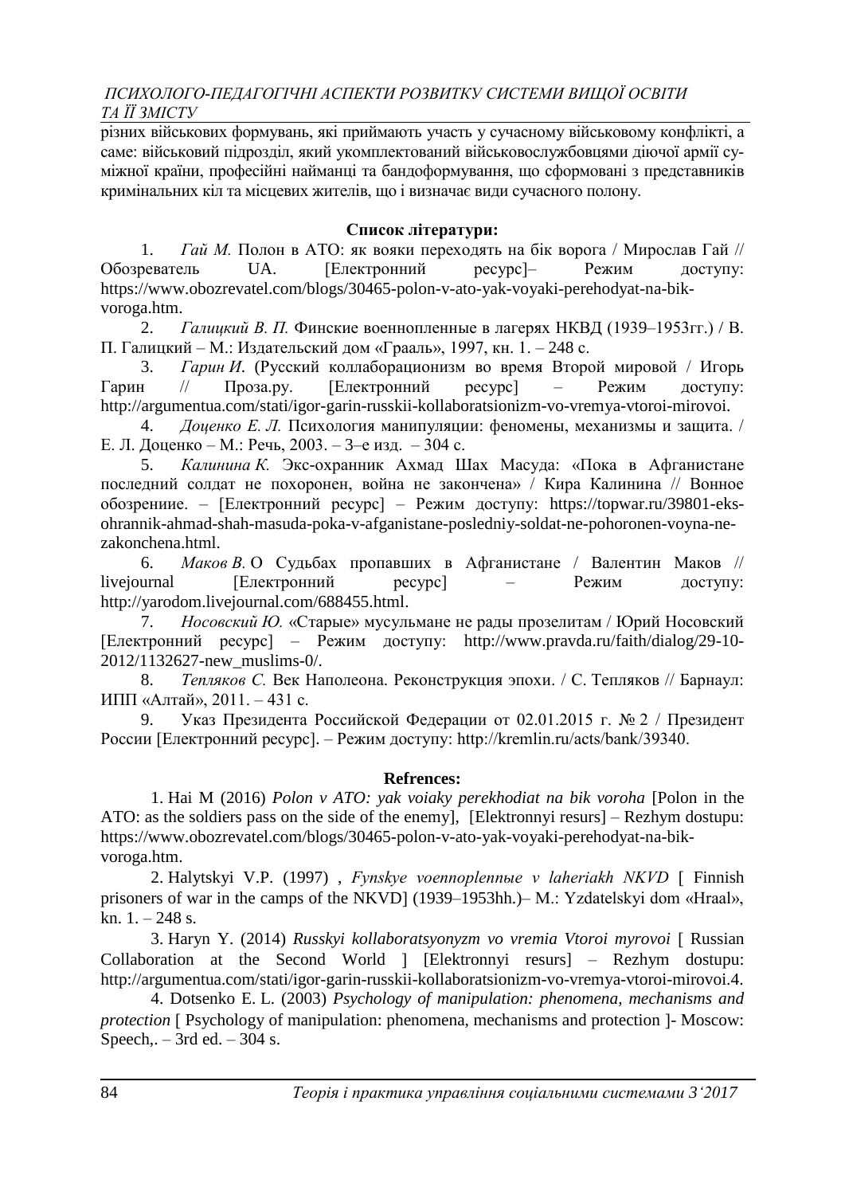різних військових формувань, які приймають участь у сучасному військовому конфлікті, а саме: військовий підрозділ, який укомплектований військовослужбовцями діючої армії суміжної країни, професійні найманці та бандоформування, що сформовані з представників кримінальних кіл та місцевих жителів, що і визначає види сучасного полону.

**Список літератури:**

1. *Гай М.* Полон в АТО: як вояки переходять на бік ворога / Мирослав Гай // Обозреватель UA. [Електронний ресурс]– Режим доступу: https://www.obozrevatel.com/blogs/30465-polon-v-ato-yak-voyaki-perehodyat-na-bik-voroga.htm.
2. *Галицкий В. П.* Финские военнопленные в лагерях НКВД (1939–1953гг.) / В. П. Галицкий – М.: Издательский дом «Грааль», 1997, кн. 1. – 248 с.
3. *Гарин И.* (Русский коллаборационизм во время Второй мировой / Игорь Гарин // Проза.ру. [Електронний ресурс] – Режим доступу: http://argumentua.com/stati/igor-garin-russkii-kollaboratsionizm-vo-vremya-vtoroi-mirovoi.
4. *Доценко Е. Л.* Психология манипуляции: феномены, механизмы и защита. / Е. Л. Доценко – М.: Речь, 2003. – 3–е изд. – 304 с.
5. *Калинина К.* Экс-охранник Ахмад Шах Масуда: «Пока в Афганистане последний солдат не похоронен, война не закончена» / Кира Калинина // Вонное обозрениие. – [Електронний ресурс] – Режим доступу: https://topwar.ru/39801-eks-ohrannik-ahmad-shah-masuda-poka-v-afganistane-posledniy-soldat-ne-pohoronen-voyna-ne-zakonchena.html.
6. *Маков В.* О Судьбах пропавших в Афганистане / Валентин Маков // livejournal [Електронний ресурс] – Режим доступу: http://yarodom.livejournal.com/688455.html.
7. *Носовский Ю.* «Старые» мусульмане не рады прозелитам / Юрий Носовский [Електронний ресурс] – Режим доступу: http://www.pravda.ru/faith/dialog/29-10-2012/1132627-new_muslims-0/.
8. *Тепляков С.* Век Наполеона. Реконструкция эпохи. / С. Тепляков // Барнаул: ИПП «Алтай», 2011. – 431 с.
9. Указ Президента Российской Федерации от 02.01.2015 г. № 2 / Президент России [Електронний ресурс]. – Режим доступу: http://kremlin.ru/acts/bank/39340.

**Refrences:**

1. Hai M (2016) *Polon v ATO: yak voiaky perekhodiat na bik voroha* [Polon in the ATO: as the soldiers pass on the side of the enemy], [Elektronnyi resurs] – Rezhym dostupu: https://www.obozrevatel.com/blogs/30465-polon-v-ato-yak-voyaki-perehodyat-na-bik-voroga.htm.
2. Halytskyi V.P. (1997) , *Fynskye voennoplennыe v laheriakh NKVD* [ Finnish prisoners of war in the camps of the NKVD] (1939–1953hh.)– M.: Yzdatelskyi dom «Hraal», kn. 1. – 248 s.
3. Haryn Y. (2014) *Russkyi kollaboratsyonyzm vo vremia Vtoroi myrovoi* [ Russian Collaboration at the Second World ] [Elektronnyi resurs] – Rezhym dostupu: http://argumentua.com/stati/igor-garin-russkii-kollaboratsionizm-vo-vremya-vtoroi-mirovoi.4.
4. Dotsenko E. L. (2003) *Psychology of manipulation: phenomena, mechanisms and protection* [ Psychology of manipulation: phenomena, mechanisms and protection ]- Moscow: Speech,. – 3rd ed. – 304 s.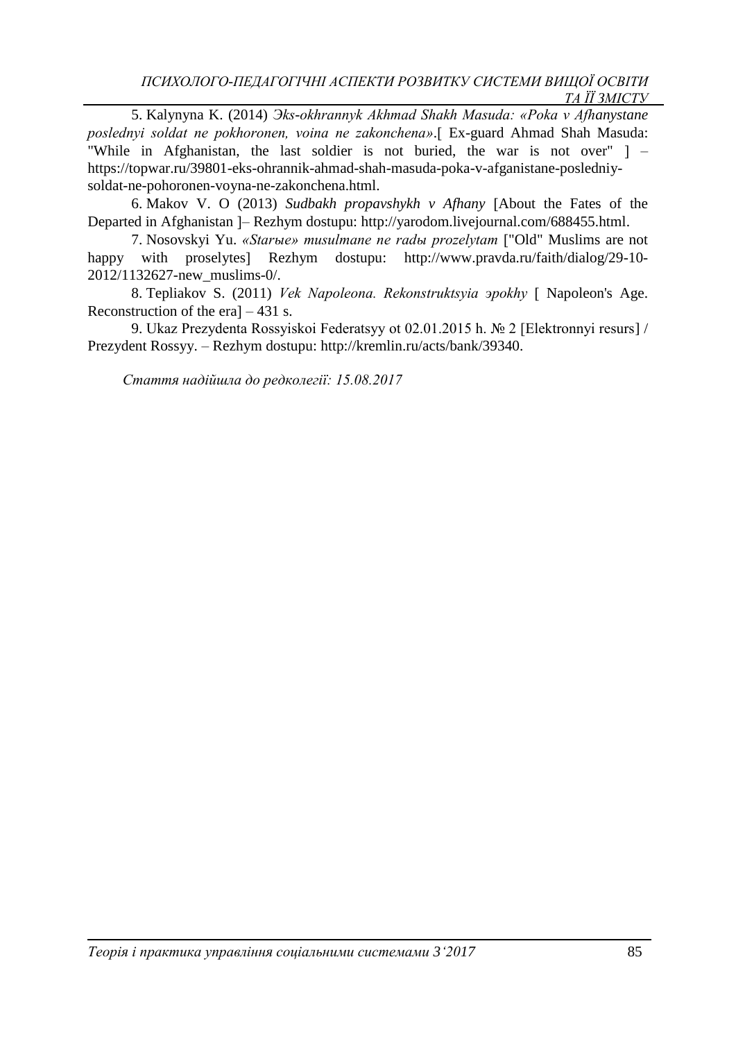5. Kalynyna K. (2014) *Эks-okhrannyk Akhmad Shakh Masuda: «Poka v Afhanystane poslednyi soldat ne pokhoronen, voina ne zakonchena»*.[ Ex-guard Ahmad Shah Masuda: "While in Afghanistan, the last soldier is not buried, the war is not over" ] – https://topwar.ru/39801-eks-ohrannik-ahmad-shah-masuda-poka-v-afganistane-posledniy-soldat-ne-pohoronen-voyna-ne-zakonchena.html.

6. Makov V. O (2013) *Sudbakh propavshykh v Afhany* [About the Fates of the Departed in Afghanistan ]– Rezhym dostupu: http://yarodom.livejournal.com/688455.html.

7. Nosovskyi Yu. *«Starыe» musulmane ne radы prozelytam* ["Old" Muslims are not happy with proselytes] Rezhym dostupu: http://www.pravda.ru/faith/dialog/29-10-2012/1132627-new_muslims-0/.

8. Tepliakov S. (2011) *Vek Napoleona. Rekonstruktsyia эpokhy* [ Napoleon's Age. Reconstruction of the era] – 431 s.

9. Ukaz Prezydenta Rossyiskoi Federatsyy ot 02.01.2015 h. № 2 [Elektronnyi resurs] / Prezydent Rossyy. – Rezhym dostupu: http://kremlin.ru/acts/bank/39340.

*Стаття надійшла до редколегії: 15.08.2017*